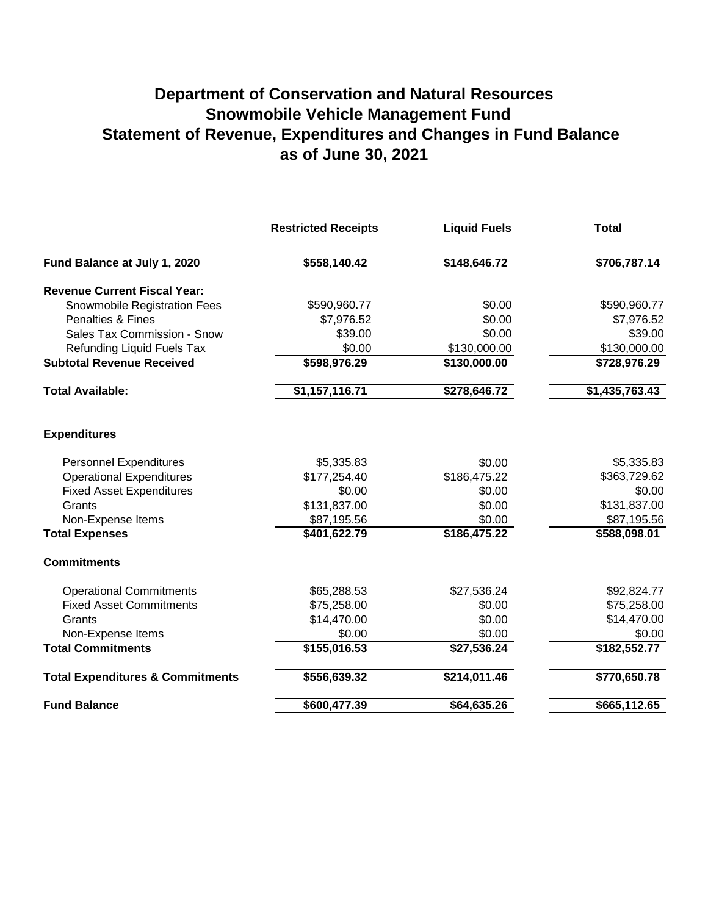# Department of Conservation and Natural Resources
# Snowmobile Vehicle Management Fund
# Statement of Revenue, Expenditures and Changes in Fund Balance
# as of June 30, 2021

| | Restricted Receipts | Liquid Fuels | Total |
|---|---|---|---|
| **Fund Balance at July 1, 2020** | **$558,140.42** | **$148,646.72** | **$706,787.14** |
| **Revenue Current Fiscal Year:** | | | |
| Snowmobile Registration Fees | $590,960.77 | $0.00 | $590,960.77 |
| Penalties & Fines | $7,976.52 | $0.00 | $7,976.52 |
| Sales Tax Commission - Snow | $39.00 | $0.00 | $39.00 |
| Refunding Liquid Fuels Tax | $0.00 | $130,000.00 | $130,000.00 |
| **Subtotal Revenue Received** | **$598,976.29** | **$130,000.00** | **$728,976.29** |
| **Total Available:** | **$1,157,116.71** | **$278,646.72** | **$1,435,763.43** |
| **Expenditures** | | | |
| Personnel Expenditures | $5,335.83 | $0.00 | $5,335.83 |
| Operational Expenditures | $177,254.40 | $186,475.22 | $363,729.62 |
| Fixed Asset Expenditures | $0.00 | $0.00 | $0.00 |
| Grants | $131,837.00 | $0.00 | $131,837.00 |
| Non-Expense Items | $87,195.56 | $0.00 | $87,195.56 |
| **Total Expenses** | **$401,622.79** | **$186,475.22** | **$588,098.01** |
| **Commitments** | | | |
| Operational Commitments | $65,288.53 | $27,536.24 | $92,824.77 |
| Fixed Asset Commitments | $75,258.00 | $0.00 | $75,258.00 |
| Grants | $14,470.00 | $0.00 | $14,470.00 |
| Non-Expense Items | $0.00 | $0.00 | $0.00 |
| **Total Commitments** | **$155,016.53** | **$27,536.24** | **$182,552.77** |
| **Total Expenditures & Commitments** | **$556,639.32** | **$214,011.46** | **$770,650.78** |
| **Fund Balance** | **$600,477.39** | **$64,635.26** | **$665,112.65** |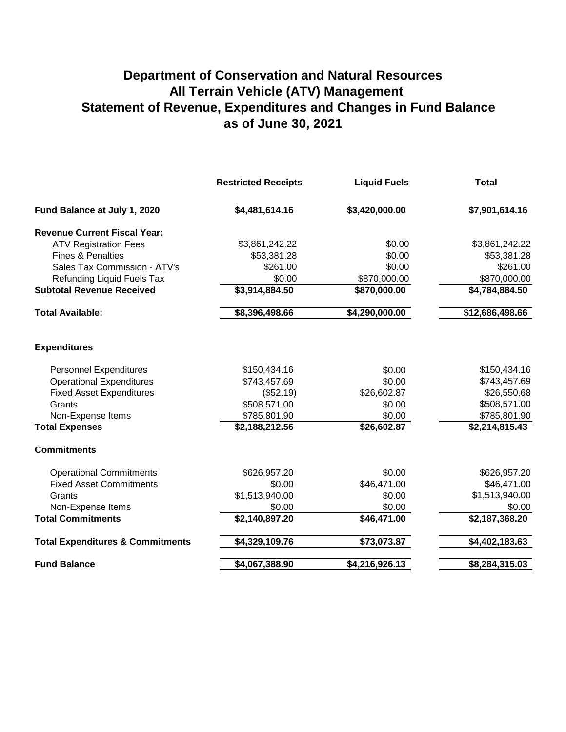# Department of Conservation and Natural Resources
# All Terrain Vehicle (ATV) Management
# Statement of Revenue, Expenditures and Changes in Fund Balance
# as of June 30, 2021

| | Restricted Receipts | Liquid Fuels | Total |
|---|---|---|---|
| **Fund Balance at July 1, 2020** | **$4,481,614.16** | **$3,420,000.00** | **$7,901,614.16** |
| **Revenue Current Fiscal Year:** | | | |
| ATV Registration Fees | $3,861,242.22 | $0.00 | $3,861,242.22 |
| Fines & Penalties | $53,381.28 | $0.00 | $53,381.28 |
| Sales Tax Commission - ATV's | $261.00 | $0.00 | $261.00 |
| Refunding Liquid Fuels Tax | $0.00 | $870,000.00 | $870,000.00 |
| **Subtotal Revenue Received** | **$3,914,884.50** | **$870,000.00** | **$4,784,884.50** |
| **Total Available:** | **$8,396,498.66** | **$4,290,000.00** | **$12,686,498.66** |
| **Expenditures** | | | |
| Personnel Expenditures | $150,434.16 | $0.00 | $150,434.16 |
| Operational Expenditures | $743,457.69 | $0.00 | $743,457.69 |
| Fixed Asset Expenditures | ($52.19) | $26,602.87 | $26,550.68 |
| Grants | $508,571.00 | $0.00 | $508,571.00 |
| Non-Expense Items | $785,801.90 | $0.00 | $785,801.90 |
| **Total Expenses** | **$2,188,212.56** | **$26,602.87** | **$2,214,815.43** |
| **Commitments** | | | |
| Operational Commitments | $626,957.20 | $0.00 | $626,957.20 |
| Fixed Asset Commitments | $0.00 | $46,471.00 | $46,471.00 |
| Grants | $1,513,940.00 | $0.00 | $1,513,940.00 |
| Non-Expense Items | $0.00 | $0.00 | $0.00 |
| **Total Commitments** | **$2,140,897.20** | **$46,471.00** | **$2,187,368.20** |
| **Total Expenditures & Commitments** | **$4,329,109.76** | **$73,073.87** | **$4,402,183.63** |
| **Fund Balance** | **$4,067,388.90** | **$4,216,926.13** | **$8,284,315.03** |